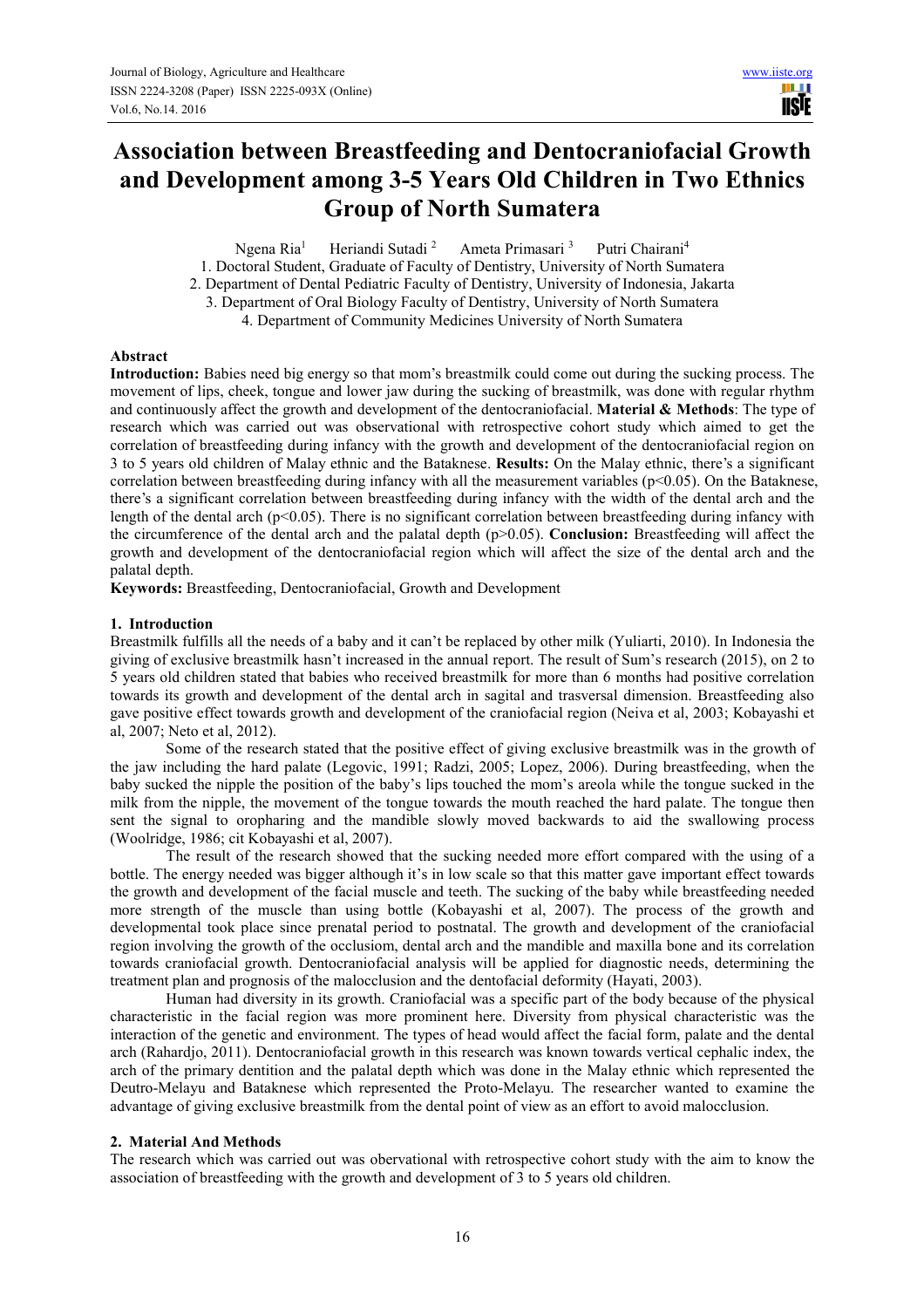# Association between Breastfeeding and Dentocraniofacial Growth and Development among 3-5 Years Old Children in Two Ethnics Group of North Sumatera

Ngena Ria[1] Heriandi Sutadi [2] Ameta Primasari [3] Putri Chairani[4]

1. Doctoral Student, Graduate of Faculty of Dentistry, University of North Sumatera
2. Department of Dental Pediatric Faculty of Dentistry, University of Indonesia, Jakarta
3. Department of Oral Biology Faculty of Dentistry, University of North Sumatera
4. Department of Community Medicines University of North Sumatera

**Abstract**

**Introduction:** Babies need big energy so that mom's breastmilk could come out during the sucking process. The movement of lips, cheek, tongue and lower jaw during the sucking of breastmilk, was done with regular rhythm and continuously affect the growth and development of the dentocraniofacial. **Material & Methods**: The type of research which was carried out was observational with retrospective cohort study which aimed to get the correlation of breastfeeding during infancy with the growth and development of the dentocraniofacial region on 3 to 5 years old children of Malay ethnic and the Bataknese. **Results:** On the Malay ethnic, there's a significant correlation between breastfeeding during infancy with all the measurement variables ($p<0.05$). On the Bataknese, there's a significant correlation between breastfeeding during infancy with the width of the dental arch and the length of the dental arch ($p<0.05$). There is no significant correlation between breastfeeding during infancy with the circumference of the dental arch and the palatal depth ($p>0.05$). **Conclusion:** Breastfeeding will affect the growth and development of the dentocraniofacial region which will affect the size of the dental arch and the palatal depth.

**Keywords:** Breastfeeding, Dentocraniofacial, Growth and Development

## 1. Introduction

Breastmilk fulfills all the needs of a baby and it can't be replaced by other milk (Yuliarti, 2010). In Indonesia the giving of exclusive breastmilk hasn't increased in the annual report. The result of Sum's research (2015), on 2 to 5 years old children stated that babies who received breastmilk for more than 6 months had positive correlation towards its growth and development of the dental arch in sagital and trasversal dimension. Breastfeeding also gave positive effect towards growth and development of the craniofacial region (Neiva et al, 2003; Kobayashi et al, 2007; Neto et al, 2012).

Some of the research stated that the positive effect of giving exclusive breastmilk was in the growth of the jaw including the hard palate (Legovic, 1991; Radzi, 2005; Lopez, 2006). During breastfeeding, when the baby sucked the nipple the position of the baby's lips touched the mom's areola while the tongue sucked in the milk from the nipple, the movement of the tongue towards the mouth reached the hard palate. The tongue then sent the signal to oropharing and the mandible slowly moved backwards to aid the swallowing process (Woolridge, 1986; cit Kobayashi et al, 2007).

The result of the research showed that the sucking needed more effort compared with the using of a bottle. The energy needed was bigger although it's in low scale so that this matter gave important effect towards the growth and development of the facial muscle and teeth. The sucking of the baby while breastfeeding needed more strength of the muscle than using bottle (Kobayashi et al, 2007). The process of the growth and developmental took place since prenatal period to postnatal. The growth and development of the craniofacial region involving the growth of the occlusiom, dental arch and the mandible and maxilla bone and its correlation towards craniofacial growth. Dentocraniofacial analysis will be applied for diagnostic needs, determining the treatment plan and prognosis of the malocclusion and the dentofacial deformity (Hayati, 2003).

Human had diversity in its growth. Craniofacial was a specific part of the body because of the physical characteristic in the facial region was more prominent here. Diversity from physical characteristic was the interaction of the genetic and environment. The types of head would affect the facial form, palate and the dental arch (Rahardjo, 2011). Dentocraniofacial growth in this research was known towards vertical cephalic index, the arch of the primary dentition and the palatal depth which was done in the Malay ethnic which represented the Deutro-Melayu and Bataknese which represented the Proto-Melayu. The researcher wanted to examine the advantage of giving exclusive breastmilk from the dental point of view as an effort to avoid malocclusion.

## 2. Material And Methods

The research which was carried out was obervational with retrospective cohort study with the aim to know the association of breastfeeding with the growth and development of 3 to 5 years old children.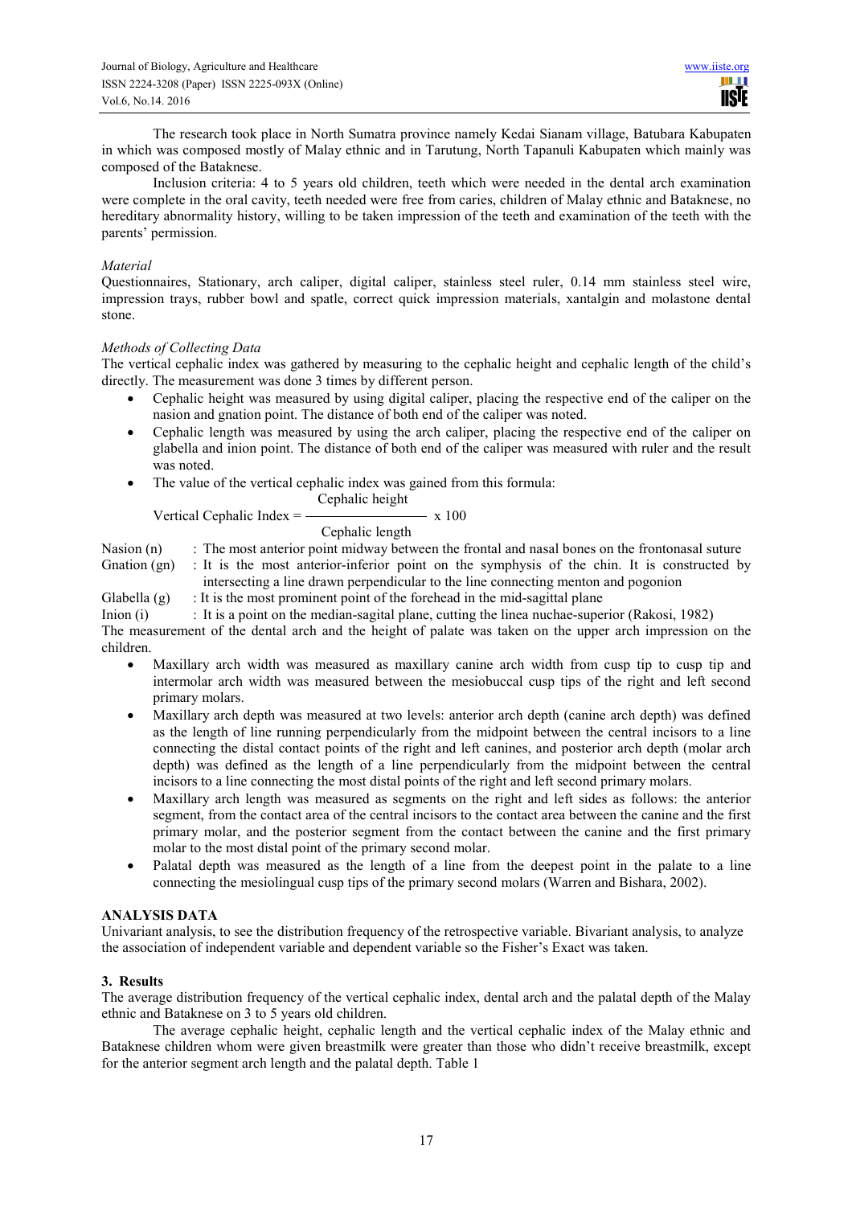The research took place in North Sumatra province namely Kedai Sianam village, Batubara Kabupaten in which was composed mostly of Malay ethnic and in Tarutung, North Tapanuli Kabupaten which mainly was composed of the Bataknese.

Inclusion criteria: 4 to 5 years old children, teeth which were needed in the dental arch examination were complete in the oral cavity, teeth needed were free from caries, children of Malay ethnic and Bataknese, no hereditary abnormality history, willing to be taken impression of the teeth and examination of the teeth with the parents' permission.

*Material*

Questionnaires, Stationary, arch caliper, digital caliper, stainless steel ruler, 0.14 mm stainless steel wire, impression trays, rubber bowl and spatle, correct quick impression materials, xantalgin and molastone dental stone.

*Methods of Collecting Data*

The vertical cephalic index was gathered by measuring to the cephalic height and cephalic length of the child's directly. The measurement was done 3 times by different person.

- Cephalic height was measured by using digital caliper, placing the respective end of the caliper on the nasion and gnation point. The distance of both end of the caliper was noted.
- Cephalic length was measured by using the arch caliper, placing the respective end of the caliper on glabella and inion point. The distance of both end of the caliper was measured with ruler and the result was noted.
- The value of the vertical cephalic index was gained from this formula:

$$\text{Vertical Cephalic Index} = \frac{\text{Cephalic height}}{\text{Cephalic length}} \times 100$$

Nasion (n) : The most anterior point midway between the frontal and nasal bones on the frontonasal suture

Gnation (gn) : It is the most anterior-inferior point on the symphysis of the chin. It is constructed by intersecting a line drawn perpendicular to the line connecting menton and pogonion

Glabella (g) : It is the most prominent point of the forehead in the mid-sagittal plane

Inion (i) : It is a point on the median-sagital plane, cutting the linea nuchae-superior (Rakosi, 1982)

The measurement of the dental arch and the height of palate was taken on the upper arch impression on the children.

- Maxillary arch width was measured as maxillary canine arch width from cusp tip to cusp tip and intermolar arch width was measured between the mesiobuccal cusp tips of the right and left second primary molars.
- Maxillary arch depth was measured at two levels: anterior arch depth (canine arch depth) was defined as the length of line running perpendicularly from the midpoint between the central incisors to a line connecting the distal contact points of the right and left canines, and posterior arch depth (molar arch depth) was defined as the length of a line perpendicularly from the midpoint between the central incisors to a line connecting the most distal points of the right and left second primary molars.
- Maxillary arch length was measured as segments on the right and left sides as follows: the anterior segment, from the contact area of the central incisors to the contact area between the canine and the first primary molar, and the posterior segment from the contact between the canine and the first primary molar to the most distal point of the primary second molar.
- Palatal depth was measured as the length of a line from the deepest point in the palate to a line connecting the mesiolingual cusp tips of the primary second molars (Warren and Bishara, 2002).

**ANALYSIS DATA**

Univariant analysis, to see the distribution frequency of the retrospective variable. Bivariant analysis, to analyze the association of independent variable and dependent variable so the Fisher's Exact was taken.

## 3. Results

The average distribution frequency of the vertical cephalic index, dental arch and the palatal depth of the Malay ethnic and Bataknese on 3 to 5 years old children.

The average cephalic height, cephalic length and the vertical cephalic index of the Malay ethnic and Bataknese children whom were given breastmilk were greater than those who didn't receive breastmilk, except for the anterior segment arch length and the palatal depth. Table 1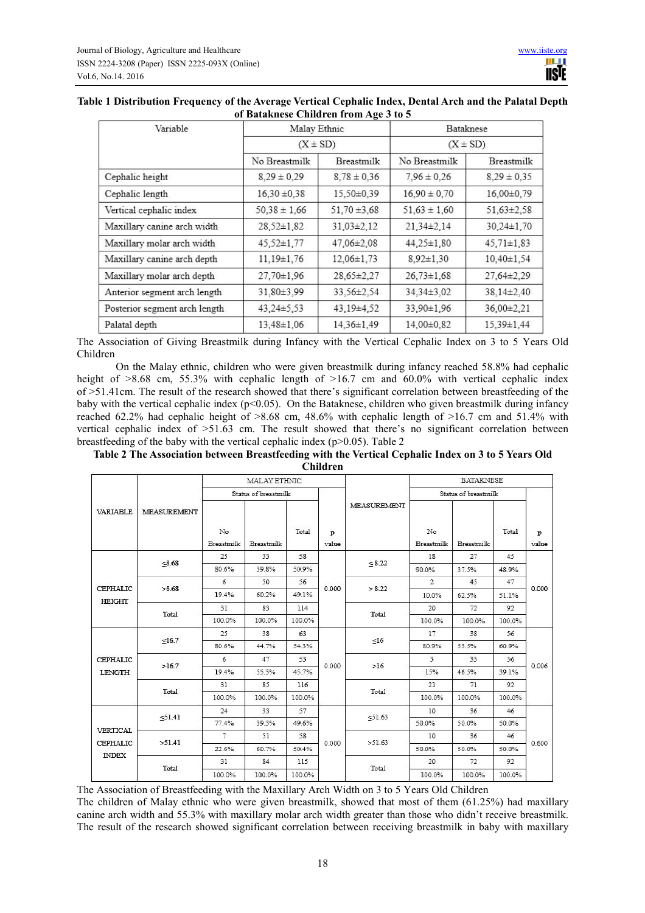**Table 1 Distribution Frequency of the Average Vertical Cephalic Index, Dental Arch and the Palatal Depth of Bataknese Children from Age 3 to 5**

| Variable | Malay Ethnic | | Bataknese | |
|---|---|---|---|---|
| | (X ± SD) | | (X ± SD) | |
| | No Breastmilk | Breastmilk | No Breastmilk | Breastmilk |
| Cephalic height | 8,29 ± 0,29 | 8,78 ± 0,36 | 7,96 ± 0,26 | 8,29 ± 0,35 |
| Cephalic length | 16,30 ±0,38 | 15,50±0,39 | 16,90 ± 0,70 | 16,00±0,79 |
| Vertical cephalic index | 50,38 ± 1,66 | 51,70 ±3,68 | 51,63 ± 1,60 | 51,63±2,58 |
| Maxillary canine arch width | 28,52±1,82 | 31,03±2,12 | 21,34±2,14 | 30,24±1,70 |
| Maxillary molar arch width | 45,52±1,77 | 47,06±2,08 | 44,25±1,80 | 45,71±1,83 |
| Maxillary canine arch depth | 11,19±1,76 | 12,06±1,73 | 8,92±1,30 | 10,40±1,54 |
| Maxillary molar arch depth | 27,70±1,96 | 28,65±2,27 | 26,73±1,68 | 27,64±2,29 |
| Anterior segment arch length | 31,80±3,99 | 33,56±2,54 | 34,34±3,02 | 38,14±2,40 |
| Posterior segment arch length | 43,24±5,53 | 43,19±4,52 | 33,90±1,96 | 36,00±2,21 |
| Palatal depth | 13,48±1,06 | 14,36±1,49 | 14,00±0,82 | 15,39±1,44 |

The Association of Giving Breastmilk during Infancy with the Vertical Cephalic Index on 3 to 5 Years Old Children

On the Malay ethnic, children who were given breastmilk during infancy reached 58.8% had cephalic height of >8.68 cm, 55.3% with cephalic length of >16.7 cm and 60.0% with vertical cephalic index of >51.41cm. The result of the research showed that there's significant correlation between breastfeeding of the baby with the vertical cephalic index ($p<0.05$). On the Bataknese, children who given breastmilk during infancy reached 62.2% had cephalic height of >8.68 cm, 48.6% with cephalic length of >16.7 cm and 51.4% with vertical cephalic index of >51.63 cm. The result showed that there's no significant correlation between breastfeeding of the baby with the vertical cephalic index ($p>0.05$). Table 2

**Table 2 The Association between Breastfeeding with the Vertical Cephalic Index on 3 to 5 Years Old Children**

| VARIABLE | MEASUREMENT | MALAY ETHNIC | | | | MEASUREMENT | BATAKNESE | | | |
|---|---|---|---|---|---|---|---|---|---|---|
| | | Status of breastmilk | | | | | Status of breastmilk | | | |
| | | No Breastmilk | Breastmilk | Total | p value | | No Breastmilk | Breastmilk | Total | p value |
| CEPHALIC HEIGHT | ≤8.68 | 25 | 33 | 58 | 0.000 | ≤ 8.22 | 18 | 27 | 45 | 0.000 |
| | | 80.6% | 39.8% | 50.9% | | | 90.0% | 37.5% | 48.9% | |
| | >8.68 | 6 | 50 | 56 | | > 8.22 | 2 | 45 | 47 | |
| | | 19.4% | 60.2% | 49.1% | | | 10.0% | 62.5% | 51.1% | |
| | Total | 31 | 83 | 114 | | Total | 20 | 72 | 92 | |
| | | 100.0% | 100.0% | 100.0% | | | 100.0% | 100.0% | 100.0% | |
| CEPHALIC LENGTH | ≤16.7 | 25 | 38 | 63 | 0.000 | ≤16 | 17 | 38 | 56 | 0.006 |
| | | 80.6% | 44.7% | 54.3% | | | 80.9% | 53.5% | 60.9% | |
| | >16.7 | 6 | 47 | 53 | | >16 | 3 | 33 | 36 | |
| | | 19.4% | 55.3% | 45.7% | | | 15% | 46.5% | 39.1% | |
| | Total | 31 | 85 | 116 | | Total | 21 | 71 | 92 | |
| | | 100.0% | 100.0% | 100.0% | | | 100.0% | 100.0% | 100.0% | |
| VERTICAL CEPHALIC INDEX | ≤51.41 | 24 | 33 | 57 | 0.000 | ≤51.63 | 10 | 36 | 46 | 0.600 |
| | | 77.4% | 39.3% | 49.6% | | | 50.0% | 50.0% | 50.0% | |
| | >51.41 | 7 | 51 | 58 | | >51.63 | 10 | 36 | 46 | |
| | | 22.6% | 60.7% | 50.4% | | | 50.0% | 50.0% | 50.0% | |
| | Total | 31 | 84 | 115 | | Total | 20 | 72 | 92 | |
| | | 100.0% | 100.0% | 100.0% | | | 100.0% | 100.0% | 100.0% | |

The Association of Breastfeeding with the Maxillary Arch Width on 3 to 5 Years Old Children

The children of Malay ethnic who were given breastmilk, showed that most of them (61.25%) had maxillary canine arch width and 55.3% with maxillary molar arch width greater than those who didn't receive breastmilk. The result of the research showed significant correlation between receiving breastmilk in baby with maxillary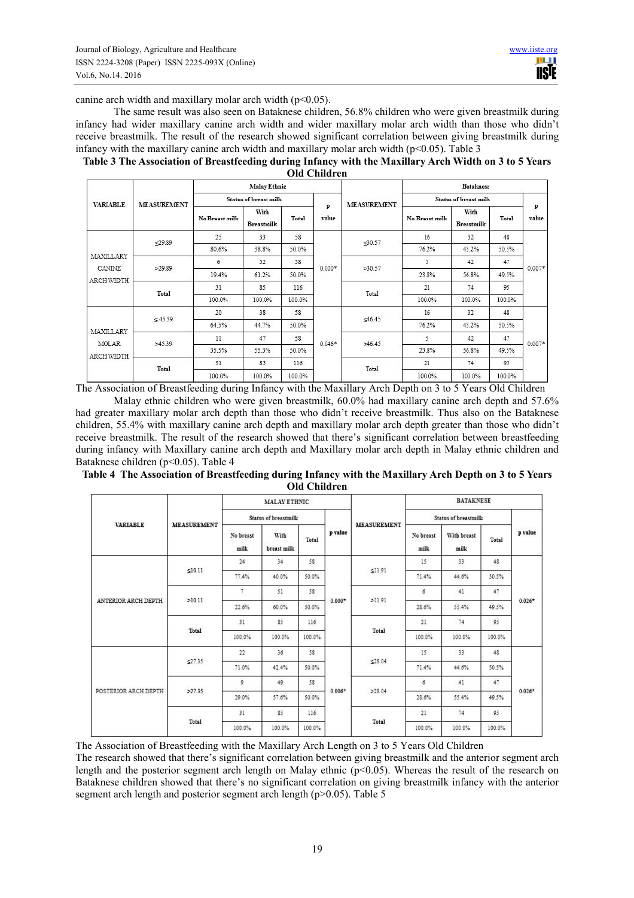canine arch width and maxillary molar arch width ($p<0.05$).

The same result was also seen on Bataknese children, 56.8% children who were given breastmilk during infancy had wider maxillary canine arch width and wider maxillary molar arch width than those who didn't receive breastmilk. The result of the research showed significant correlation between giving breastmilk during infancy with the maxillary canine arch width and maxillary molar arch width ($p<0.05$). Table 3

**Table 3 The Association of Breastfeeding during Infancy with the Maxillary Arch Width on 3 to 5 Years Old Children**

| VARIABLE | MEASUREMENT | Malay Ethnic | | | | MEASUREMENT | Bataknese | | | |
|---|---|---|---|---|---|---|---|---|---|---|
| | | Status of breast milk | | | p value | | Status of breast milk | | | p value |
| | | No Breast milk | With Breastmilk | Total | | | No Breast milk | With Breastmilk | Total | |
| MAXILLARY CANINE ARCH WIDTH | ≤29.89 | 25 | 33 | 58 | 0.000* | ≤30.57 | 16 | 32 | 48 | 0.007* |
| | | 80.6% | 38.8% | 50.0% | | | 76.2% | 43.2% | 50.5% | |
| | >29.89 | 6 | 52 | 58 | | >30.57 | 5 | 42 | 47 | |
| | | 19.4% | 61.2% | 50.0% | | | 23.8% | 56.8% | 49.5% | |
| | Total | 31 | 85 | 116 | | Total | 21 | 74 | 95 | |
| | | 100.0% | 100.0% | 100.0% | | | 100.0% | 100.0% | 100.0% | |
| MAXILLARY MOLAR ARCH WIDTH | ≤45.39 | 20 | 38 | 58 | 0.046* | ≤46.45 | 16 | 32 | 48 | 0.007* |
| | | 64.5% | 44.7% | 50.0% | | | 76.2% | 43.2% | 50.5% | |
| | >45.39 | 11 | 47 | 58 | | >46.45 | 5 | 42 | 47 | |
| | | 35.5% | 55.3% | 50.0% | | | 23.8% | 56.8% | 49.5% | |
| | Total | 31 | 85 | 116 | | Total | 21 | 74 | 95 | |
| | | 100.0% | 100.0% | 100.0% | | | 100.0% | 100.0% | 100.0% | |

The Association of Breastfeeding during Infancy with the Maxillary Arch Depth on 3 to 5 Years Old Children

Malay ethnic children who were given breastmilk, 60.0% had maxillary canine arch depth and 57.6% had greater maxillary molar arch depth than those who didn't receive breastmilk. Thus also on the Bataknese children, 55.4% with maxillary canine arch depth and maxillary molar arch depth greater than those who didn't receive breastmilk. The result of the research showed that there's significant correlation between breastfeeding during infancy with Maxillary canine arch depth and Maxillary molar arch depth in Malay ethnic children and Bataknese children ($p<0.05$). Table 4

**Table 4 The Association of Breastfeeding during Infancy with the Maxillary Arch Depth on 3 to 5 Years Old Children**

| VARIABLE | MEASUREMENT | MALAY ETHNIC | | | | MEASUREMENT | BATAKNESE | | | |
|---|---|---|---|---|---|---|---|---|---|---|
| | | Status of breastmilk | | | p value | | Status of breastmilk | | | p value |
| | | No breast milk | With breast milk | Total | | | No breast milk | With breast milk | Total | |
| ANTERIOR ARCH DEPTH | ≤10.11 | 24 | 34 | 58 | 0.000* | ≤11.91 | 15 | 33 | 48 | 0.026* |
| | | 77.4% | 40.0% | 50.0% | | | 71.4% | 44.6% | 50.5% | |
| | >10.11 | 7 | 51 | 58 | | >11.91 | 6 | 41 | 47 | |
| | | 22.6% | 60.0% | 50.0% | | | 28.6% | 55.4% | 49.5% | |
| | Total | 31 | 85 | 116 | | Total | 21 | 74 | 95 | |
| | | 100.0% | 100.0% | 100.0% | | | 100.0% | 100.0% | 100.0% | |
| POSTERIOR ARCH DEPTH | ≤27.35 | 22 | 36 | 58 | 0.006* | ≤28.04 | 15 | 33 | 48 | 0.026* |
| | | 71.0% | 42.4% | 50.0% | | | 71.4% | 44.6% | 50.5% | |
| | >27.35 | 9 | 49 | 58 | | >28.04 | 6 | 41 | 47 | |
| | | 29.0% | 57.6% | 50.0% | | | 28.6% | 55.4% | 49.5% | |
| | Total | 31 | 85 | 116 | | Total | 21 | 74 | 95 | |
| | | 100.0% | 100.0% | 100.0% | | | 100.0% | 100.0% | 100.0% | |

The Association of Breastfeeding with the Maxillary Arch Length on 3 to 5 Years Old Children

The research showed that there's significant correlation between giving breastmilk and the anterior segment arch length and the posterior segment arch length on Malay ethnic ($p<0.05$). Whereas the result of the research on Bataknese children showed that there's no significant correlation on giving breastmilk infancy with the anterior segment arch length and posterior segment arch length ($p>0.05$). Table 5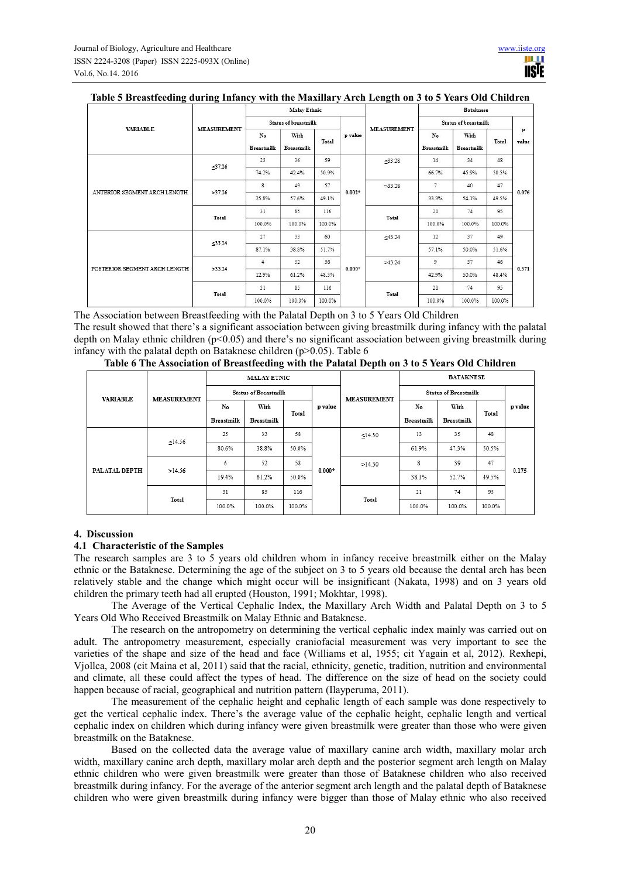**Table 5 Breastfeeding during Infancy with the Maxillary Arch Length on 3 to 5 Years Old Children**

| VARIABLE | MEASUREMENT | Malay Ethnic | | | p value | MEASUREMENT | Bataknese | | | p value |
|---|---|---|---|---|---|---|---|---|---|---|
| | | Status of breastmilk | | | | | Status of breastmilk | | | |
| | | No Breastmilk | With Breastmilk | Total | | | No Breastmilk | With Breastmilk | Total | |
| ANTERIOR SEGMENT ARCH LENGTH | ≤37.26 | 23 | 36 | 59 | 0.002* | ≤33.28 | 14 | 34 | 48 | 0.076 |
| | | 74.2% | 42.4% | 50.9% | | | 66.7% | 45.9% | 50.5% | |
| | >37.26 | 8 | 49 | 57 | | >33.28 | 7 | 40 | 47 | |
| | | 25.8% | 57.6% | 49.1% | | | 33.3% | 54.1% | 49.5% | |
| | Total | 31 | 85 | 116 | | Total | 21 | 74 | 95 | |
| | | 100.0% | 100.0% | 100.0% | | | 100.0% | 100.0% | 100.0% | |
| POSTERIOR SEGMENT ARCH LENGTH | ≤35.24 | 27 | 33 | 60 | 0.000* | ≤43.24 | 12 | 37 | 49 | 0.371 |
| | | 87.1% | 38.8% | 51.7% | | | 57.1% | 50.0% | 51.6% | |
| | >35.24 | 4 | 52 | 56 | | >43.24 | 9 | 37 | 46 | |
| | | 12.9% | 61.2% | 48.3% | | | 42.9% | 50.0% | 48.4% | |
| | Total | 31 | 85 | 116 | | Total | 21 | 74 | 95 | |
| | | 100.0% | 100.0% | 100.0% | | | 100.0% | 100.0% | 100.0% | |

The Association between Breastfeeding with the Palatal Depth on 3 to 5 Years Old Children

The result showed that there's a significant association between giving breastmilk during infancy with the palatal depth on Malay ethnic children ($p<0.05$) and there's no significant association between giving breastmilk during infancy with the palatal depth on Bataknese children ($p>0.05$). Table 6

**Table 6 The Association of Breastfeeding with the Palatal Depth on 3 to 5 Years Old Children**

| VARIABLE | MEASUREMENT | MALAY ETNIC | | | p value | MEASUREMENT | BATAKNESE | | | p value |
|---|---|---|---|---|---|---|---|---|---|---|
| | | Status of Breastmilk | | | | | Status of Breastmilk | | | |
| | | No Breastmilk | With Breastmilk | Total | | | No Breastmilk | With Breastmilk | Total | |
| PALATAL DEPTH | ≤14.56 | 25 | 33 | 58 | 0.000* | ≤14.30 | 13 | 35 | 48 | 0.175 |
| | | 80.6% | 38.8% | 50.0% | | | 61.9% | 47.3% | 50.5% | |
| | >14.56 | 6 | 52 | 58 | | >14.30 | 8 | 39 | 47 | |
| | | 19.4% | 61.2% | 50.0% | | | 38.1% | 52.7% | 49.5% | |
| | Total | 31 | 85 | 116 | | Total | 21 | 74 | 95 | |
| | | 100.0% | 100.0% | 100.0% | | | 100.0% | 100.0% | 100.0% | |

## 4. Discussion

### 4.1 Characteristic of the Samples

The research samples are 3 to 5 years old children whom in infancy receive breastmilk either on the Malay ethnic or the Bataknese. Determining the age of the subject on 3 to 5 years old because the dental arch has been relatively stable and the change which might occur will be insignificant (Nakata, 1998) and on 3 years old children the primary teeth had all erupted (Houston, 1991; Mokhtar, 1998).

The Average of the Vertical Cephalic Index, the Maxillary Arch Width and Palatal Depth on 3 to 5 Years Old Who Received Breastmilk on Malay Ethnic and Bataknese.

The research on the antropometry on determining the vertical cephalic index mainly was carried out on adult. The antropometry measurement, especially craniofacial measurement was very important to see the varieties of the shape and size of the head and face (Williams et al, 1955; cit Yagain et al, 2012). Rexhepi, Vjollca, 2008 (cit Maina et al, 2011) said that the racial, ethnicity, genetic, tradition, nutrition and environmental and climate, all these could affect the types of head. The difference on the size of head on the society could happen because of racial, geographical and nutrition pattern (Ilayperuma, 2011).

The measurement of the cephalic height and cephalic length of each sample was done respectively to get the vertical cephalic index. There's the average value of the cephalic height, cephalic length and vertical cephalic index on children which during infancy were given breastmilk were greater than those who were given breastmilk on the Bataknese.

Based on the collected data the average value of maxillary canine arch width, maxillary molar arch width, maxillary canine arch depth, maxillary molar arch depth and the posterior segment arch length on Malay ethnic children who were given breastmilk were greater than those of Bataknese children who also received breastmilk during infancy. For the average of the anterior segment arch length and the palatal depth of Bataknese children who were given breastmilk during infancy were bigger than those of Malay ethnic who also received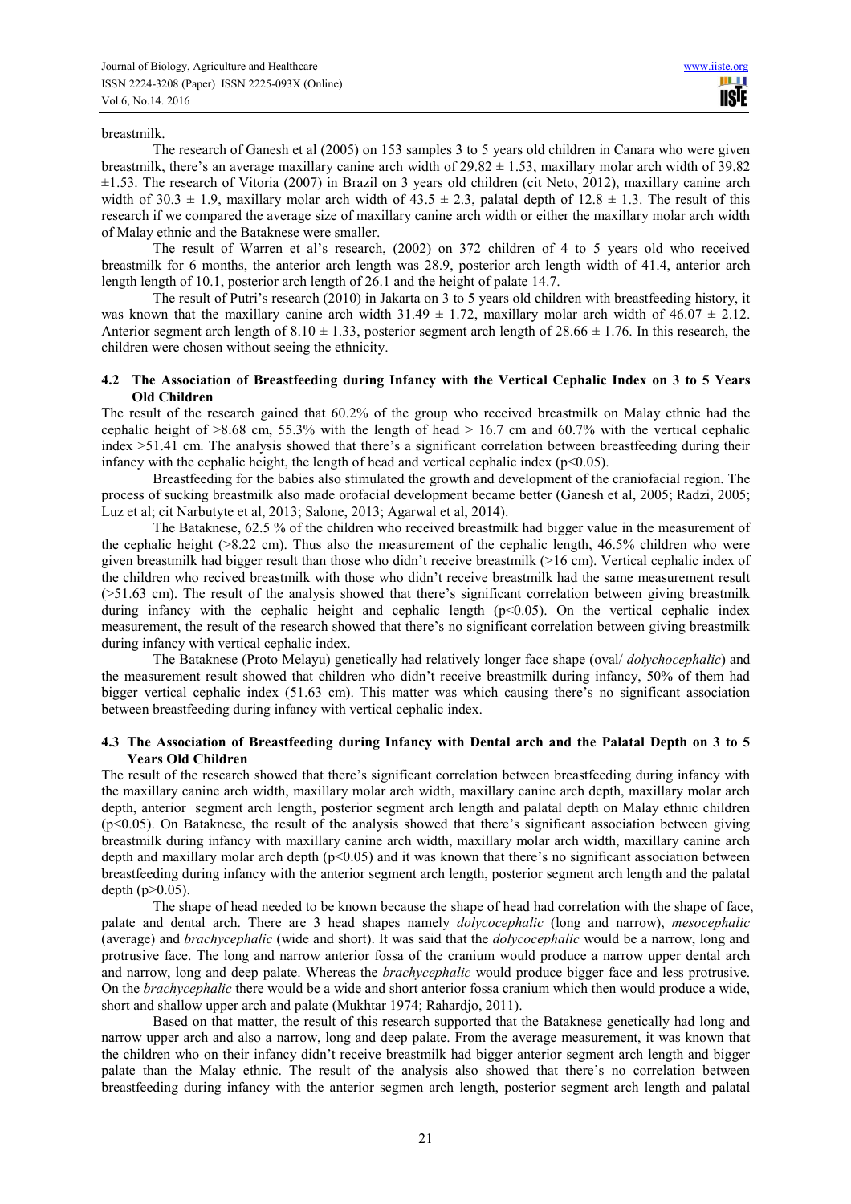breastmilk.

The research of Ganesh et al (2005) on 153 samples 3 to 5 years old children in Canara who were given breastmilk, there's an average maxillary canine arch width of $29.82 \pm 1.53$, maxillary molar arch width of 39.82 $\pm 1.53$. The research of Vitoria (2007) in Brazil on 3 years old children (cit Neto, 2012), maxillary canine arch width of $30.3 \pm 1.9$, maxillary molar arch width of $43.5 \pm 2.3$, palatal depth of $12.8 \pm 1.3$. The result of this research if we compared the average size of maxillary canine arch width or either the maxillary molar arch width of Malay ethnic and the Bataknese were smaller.

The result of Warren et al's research, (2002) on 372 children of 4 to 5 years old who received breastmilk for 6 months, the anterior arch length was 28.9, posterior arch length width of 41.4, anterior arch length length of 10.1, posterior arch length of 26.1 and the height of palate 14.7.

The result of Putri's research (2010) in Jakarta on 3 to 5 years old children with breastfeeding history, it was known that the maxillary canine arch width $31.49 \pm 1.72$, maxillary molar arch width of $46.07 \pm 2.12$. Anterior segment arch length of $8.10 \pm 1.33$, posterior segment arch length of $28.66 \pm 1.76$. In this research, the children were chosen without seeing the ethnicity.

### 4.2 The Association of Breastfeeding during Infancy with the Vertical Cephalic Index on 3 to 5 Years Old Children

The result of the research gained that 60.2% of the group who received breastmilk on Malay ethnic had the cephalic height of >8.68 cm, 55.3% with the length of head > 16.7 cm and 60.7% with the vertical cephalic index >51.41 cm. The analysis showed that there's a significant correlation between breastfeeding during their infancy with the cephalic height, the length of head and vertical cephalic index ($p<0.05$).

Breastfeeding for the babies also stimulated the growth and development of the craniofacial region. The process of sucking breastmilk also made orofacial development became better (Ganesh et al, 2005; Radzi, 2005; Luz et al; cit Narbutyte et al, 2013; Salone, 2013; Agarwal et al, 2014).

The Bataknese, 62.5 % of the children who received breastmilk had bigger value in the measurement of the cephalic height (>8.22 cm). Thus also the measurement of the cephalic length, 46.5% children who were given breastmilk had bigger result than those who didn't receive breastmilk (>16 cm). Vertical cephalic index of the children who recived breastmilk with those who didn't receive breastmilk had the same measurement result (>51.63 cm). The result of the analysis showed that there's significant correlation between giving breastmilk during infancy with the cephalic height and cephalic length ($p<0.05$). On the vertical cephalic index measurement, the result of the research showed that there's no significant correlation between giving breastmilk during infancy with vertical cephalic index.

The Bataknese (Proto Melayu) genetically had relatively longer face shape (oval/ *dolychocephalic*) and the measurement result showed that children who didn't receive breastmilk during infancy, 50% of them had bigger vertical cephalic index (51.63 cm). This matter was which causing there's no significant association between breastfeeding during infancy with vertical cephalic index.

### 4.3 The Association of Breastfeeding during Infancy with Dental arch and the Palatal Depth on 3 to 5 Years Old Children

The result of the research showed that there's significant correlation between breastfeeding during infancy with the maxillary canine arch width, maxillary molar arch width, maxillary canine arch depth, maxillary molar arch depth, anterior segment arch length, posterior segment arch length and palatal depth on Malay ethnic children ($p<0.05$). On Bataknese, the result of the analysis showed that there's significant association between giving breastmilk during infancy with maxillary canine arch width, maxillary molar arch width, maxillary canine arch depth and maxillary molar arch depth ($p<0.05$) and it was known that there's no significant association between breastfeeding during infancy with the anterior segment arch length, posterior segment arch length and the palatal depth ($p>0.05$).

The shape of head needed to be known because the shape of head had correlation with the shape of face, palate and dental arch. There are 3 head shapes namely *dolycocephalic* (long and narrow), *mesocephalic* (average) and *brachycephalic* (wide and short). It was said that the *dolycocephalic* would be a narrow, long and protrusive face. The long and narrow anterior fossa of the cranium would produce a narrow upper dental arch and narrow, long and deep palate. Whereas the *brachycephalic* would produce bigger face and less protrusive. On the *brachycephalic* there would be a wide and short anterior fossa cranium which then would produce a wide, short and shallow upper arch and palate (Mukhtar 1974; Rahardjo, 2011).

Based on that matter, the result of this research supported that the Bataknese genetically had long and narrow upper arch and also a narrow, long and deep palate. From the average measurement, it was known that the children who on their infancy didn't receive breastmilk had bigger anterior segment arch length and bigger palate than the Malay ethnic. The result of the analysis also showed that there's no correlation between breastfeeding during infancy with the anterior segmen arch length, posterior segment arch length and palatal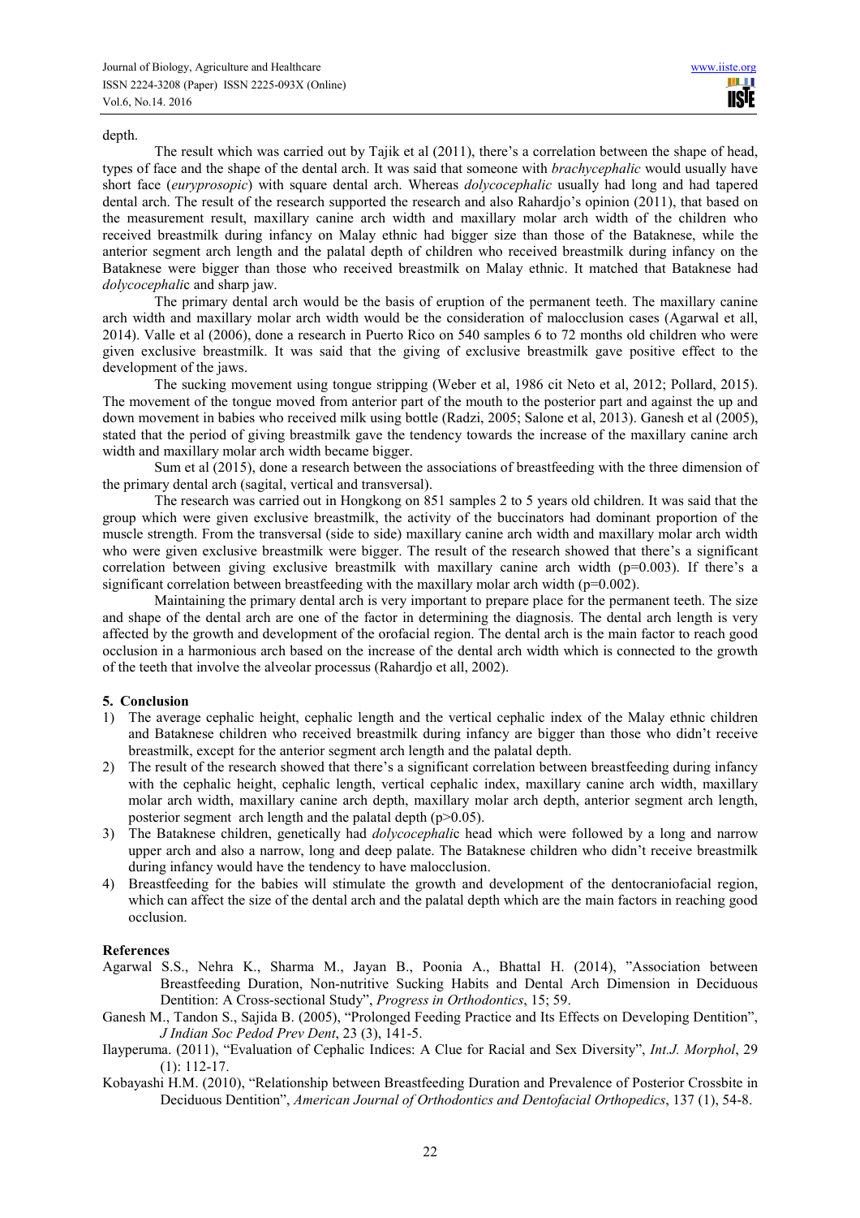depth.

The result which was carried out by Tajik et al (2011), there's a correlation between the shape of head, types of face and the shape of the dental arch. It was said that someone with *brachycephalic* would usually have short face (*euryprosopic*) with square dental arch. Whereas *dolycocephalic* usually had long and had tapered dental arch. The result of the research supported the research and also Rahardjo's opinion (2011), that based on the measurement result, maxillary canine arch width and maxillary molar arch width of the children who received breastmilk during infancy on Malay ethnic had bigger size than those of the Bataknese, while the anterior segment arch length and the palatal depth of children who received breastmilk during infancy on the Bataknese were bigger than those who received breastmilk on Malay ethnic. It matched that Bataknese had *dolycocephali*c and sharp jaw.

The primary dental arch would be the basis of eruption of the permanent teeth. The maxillary canine arch width and maxillary molar arch width would be the consideration of malocclusion cases (Agarwal et all, 2014). Valle et al (2006), done a research in Puerto Rico on 540 samples 6 to 72 months old children who were given exclusive breastmilk. It was said that the giving of exclusive breastmilk gave positive effect to the development of the jaws.

The sucking movement using tongue stripping (Weber et al, 1986 cit Neto et al, 2012; Pollard, 2015). The movement of the tongue moved from anterior part of the mouth to the posterior part and against the up and down movement in babies who received milk using bottle (Radzi, 2005; Salone et al, 2013). Ganesh et al (2005), stated that the period of giving breastmilk gave the tendency towards the increase of the maxillary canine arch width and maxillary molar arch width became bigger.

Sum et al (2015), done a research between the associations of breastfeeding with the three dimension of the primary dental arch (sagital, vertical and transversal).

The research was carried out in Hongkong on 851 samples 2 to 5 years old children. It was said that the group which were given exclusive breastmilk, the activity of the buccinators had dominant proportion of the muscle strength. From the transversal (side to side) maxillary canine arch width and maxillary molar arch width who were given exclusive breastmilk were bigger. The result of the research showed that there's a significant correlation between giving exclusive breastmilk with maxillary canine arch width ($p=0.003$). If there's a significant correlation between breastfeeding with the maxillary molar arch width ($p=0.002$).

Maintaining the primary dental arch is very important to prepare place for the permanent teeth. The size and shape of the dental arch are one of the factor in determining the diagnosis. The dental arch length is very affected by the growth and development of the orofacial region. The dental arch is the main factor to reach good occlusion in a harmonious arch based on the increase of the dental arch width which is connected to the growth of the teeth that involve the alveolar processus (Rahardjo et all, 2002).

## 5. Conclusion

1) The average cephalic height, cephalic length and the vertical cephalic index of the Malay ethnic children and Bataknese children who received breastmilk during infancy are bigger than those who didn't receive breastmilk, except for the anterior segment arch length and the palatal depth.
2) The result of the research showed that there's a significant correlation between breastfeeding during infancy with the cephalic height, cephalic length, vertical cephalic index, maxillary canine arch width, maxillary molar arch width, maxillary canine arch depth, maxillary molar arch depth, anterior segment arch length, posterior segment arch length and the palatal depth ($p>0.05$).
3) The Bataknese children, genetically had *dolycocephali*c head which were followed by a long and narrow upper arch and also a narrow, long and deep palate. The Bataknese children who didn't receive breastmilk during infancy would have the tendency to have malocclusion.
4) Breastfeeding for the babies will stimulate the growth and development of the dentocraniofacial region, which can affect the size of the dental arch and the palatal depth which are the main factors in reaching good occlusion.

## References

Agarwal S.S., Nehra K., Sharma M., Jayan B., Poonia A., Bhattal H. (2014), "Association between Breastfeeding Duration, Non-nutritive Sucking Habits and Dental Arch Dimension in Deciduous Dentition: A Cross-sectional Study", *Progress in Orthodontics*, 15; 59.

Ganesh M., Tandon S., Sajida B. (2005), "Prolonged Feeding Practice and Its Effects on Developing Dentition", *J Indian Soc Pedod Prev Dent*, 23 (3), 141-5.

Ilayperuma. (2011), "Evaluation of Cephalic Indices: A Clue for Racial and Sex Diversity", *Int.J. Morphol*, 29 (1): 112-17.

Kobayashi H.M. (2010), "Relationship between Breastfeeding Duration and Prevalence of Posterior Crossbite in Deciduous Dentition", *American Journal of Orthodontics and Dentofacial Orthopedics*, 137 (1), 54-8.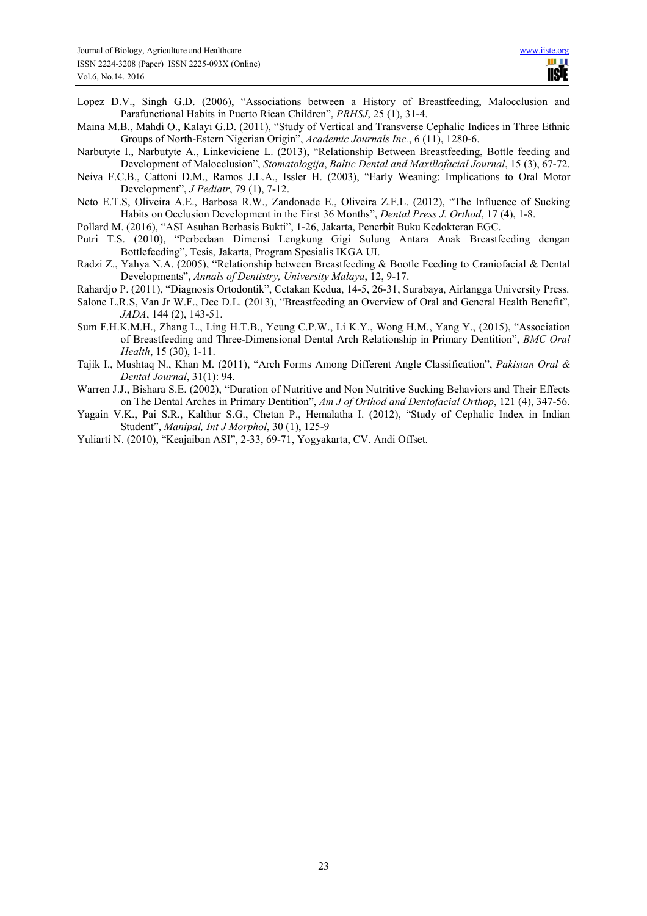Lopez D.V., Singh G.D. (2006), "Associations between a History of Breastfeeding, Malocclusion and Parafunctional Habits in Puerto Rican Children", *PRHSJ*, 25 (1), 31-4.

Maina M.B., Mahdi O., Kalayi G.D. (2011), "Study of Vertical and Transverse Cephalic Indices in Three Ethnic Groups of North-Estern Nigerian Origin", *Academic Journals Inc.*, 6 (11), 1280-6.

Narbutyte I., Narbutyte A., Linkeviciene L. (2013), "Relationship Between Breastfeeding, Bottle feeding and Development of Malocclusion", *Stomatologija*, *Baltic Dental and Maxillofacial Journal*, 15 (3), 67-72.

Neiva F.C.B., Cattoni D.M., Ramos J.L.A., Issler H. (2003), "Early Weaning: Implications to Oral Motor Development", *J Pediatr*, 79 (1), 7-12.

Neto E.T.S, Oliveira A.E., Barbosa R.W., Zandonade E., Oliveira Z.F.L. (2012), "The Influence of Sucking Habits on Occlusion Development in the First 36 Months", *Dental Press J. Orthod*, 17 (4), 1-8.

Pollard M. (2016), "ASI Asuhan Berbasis Bukti", 1-26, Jakarta, Penerbit Buku Kedokteran EGC.

Putri T.S. (2010), "Perbedaan Dimensi Lengkung Gigi Sulung Antara Anak Breastfeeding dengan Bottlefeeding", Tesis, Jakarta, Program Spesialis IKGA UI.

Radzi Z., Yahya N.A. (2005), "Relationship between Breastfeeding & Bootle Feeding to Craniofacial & Dental Developments", *Annals of Dentistry, University Malaya*, 12, 9-17.

Rahardjo P. (2011), "Diagnosis Ortodontik", Cetakan Kedua, 14-5, 26-31, Surabaya, Airlangga University Press.

Salone L.R.S, Van Jr W.F., Dee D.L. (2013), "Breastfeeding an Overview of Oral and General Health Benefit", *JADA*, 144 (2), 143-51.

Sum F.H.K.M.H., Zhang L., Ling H.T.B., Yeung C.P.W., Li K.Y., Wong H.M., Yang Y., (2015), "Association of Breastfeeding and Three-Dimensional Dental Arch Relationship in Primary Dentition", *BMC Oral Health*, 15 (30), 1-11.

Tajik I., Mushtaq N., Khan M. (2011), "Arch Forms Among Different Angle Classification", *Pakistan Oral & Dental Journal*, 31(1): 94.

Warren J.J., Bishara S.E. (2002), "Duration of Nutritive and Non Nutritive Sucking Behaviors and Their Effects on The Dental Arches in Primary Dentition", *Am J of Orthod and Dentofacial Orthop*, 121 (4), 347-56.

Yagain V.K., Pai S.R., Kalthur S.G., Chetan P., Hemalatha I. (2012), "Study of Cephalic Index in Indian Student", *Manipal, Int J Morphol*, 30 (1), 125-9

Yuliarti N. (2010), "Keajaiban ASI", 2-33, 69-71, Yogyakarta, CV. Andi Offset.